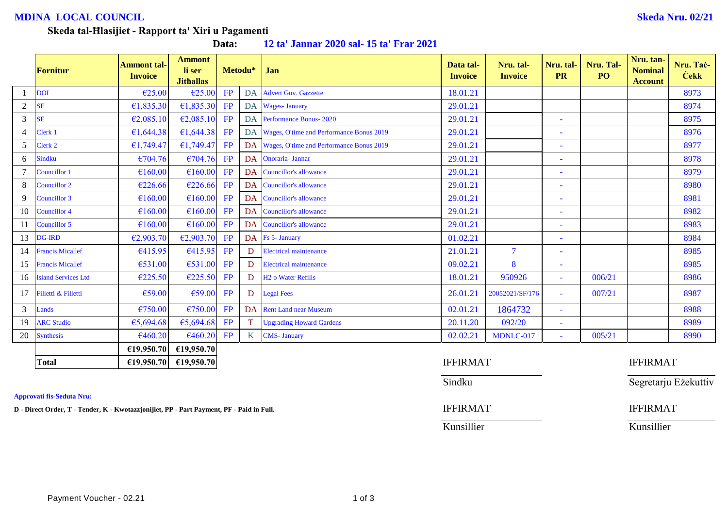**MDINA LOCAL COUNCIL** **Skeda Nru. 02/21**

**Skeda tal-Ħlasijiet - Rapport ta' Xiri u Pagamenti**

**Data: 12 ta' Jannar 2020 sal- 15 ta' Frar 2021**

| | Fornitur | Ammont tal-Invoice | Ammont li ser Jithallas | Metodu* | | Jan | Data tal-Invoice | Nru. tal-Invoice | Nru. tal-PR | Nru. Tal-PO | Nru. tan-Nominal Account | Nru. Taċ-Ċekk |
|---|---|---|---|---|---|---|---|---|---|---|---|---|
| 1 | DOI | €25.00 | €25.00 | FP | DA | Advert Gov. Gazzette | 18.01.21 | | | | | 8973 |
| 2 | SE | €1,835.30 | €1,835.30 | FP | DA | Wages- January | 29.01.21 | | | | | 8974 |
| 3 | SE | €2,085.10 | €2,085.10 | FP | DA | Performance Bonus- 2020 | 29.01.21 | | - | | | 8975 |
| 4 | Clerk 1 | €1,644.38 | €1,644.38 | FP | DA | Wages, O'time and Performance Bonus 2019 | 29.01.21 | | - | | | 8976 |
| 5 | Clerk 2 | €1,749.47 | €1,749.47 | FP | DA | Wages, O'time and Performance Bonus 2019 | 29.01.21 | | - | | | 8977 |
| 6 | Sindku | €704.76 | €704.76 | FP | DA | Onoraria- Jannar | 29.01.21 | | - | | | 8978 |
| 7 | Councillor 1 | €160.00 | €160.00 | FP | DA | Councillor's allowance | 29.01.21 | | - | | | 8979 |
| 8 | Councillor 2 | €226.66 | €226.66 | FP | DA | Councillor's allowance | 29.01.21 | | - | | | 8980 |
| 9 | Councillor 3 | €160.00 | €160.00 | FP | DA | Councillor's allowance | 29.01.21 | | - | | | 8981 |
| 10 | Councillor 4 | €160.00 | €160.00 | FP | DA | Councillor's allowance | 29.01.21 | | - | | | 8982 |
| 11 | Councillor 5 | €160.00 | €160.00 | FP | DA | Councillor's allowance | 29.01.21 | | - | | | 8983 |
| 13 | DG-IRD | €2,903.70 | €2,903.70 | FP | DA | Fs 5- January | 01.02.21 | | - | | | 8984 |
| 14 | Francis Micallef | €415.95 | €415.95 | FP | D | Electrical maintenance | 21.01.21 | 7 | - | | | 8985 |
| 15 | Francis Micallef | €531.00 | €531.00 | FP | D | Electrical maintenance | 09.02.21 | 8 | - | | | 8985 |
| 16 | Island Services Ltd | €225.50 | €225.50 | FP | D | H2 o Water Refills | 18.01.21 | 950926 | - | 006/21 | | 8986 |
| 17 | Filletti & Filletti | €59.00 | €59.00 | FP | D | Legal Fees | 26.01.21 | 20052021/SF/176 | - | 007/21 | | 8987 |
| 3 | Lands | €750.00 | €750.00 | FP | DA | Rent Land near Museum | 02.01.21 | 1864732 | - | | | 8988 |
| 19 | ARC Studio | €5,694.68 | €5,694.68 | FP | T | Upgrading Howard Gardens | 20.11.20 | 092/20 | - | | | 8989 |
| 20 | Synthesis | €460.20 | €460.20 | FP | K | CMS- January | 02.02.21 | MDNLC-017 | - | 005/21 | | 8990 |
| | | €19,950.70 | €19,950.70 | | | | | | | | | |
| | **Total** | €19,950.70 | €19,950.70 | | | | | | | | | |

IFFIRMAT

Sindku

IFFIRMAT

Segretarju Eżekuttiv

IFFIRMAT

Kunsillier

IFFIRMAT

Kunsillier

**Approvati fis-Seduta Nru:**

**D - Direct Order, T - Tender, K - Kwotazzjonijiet, PP - Part Payment, PF - Paid in Full.**

Payment Voucher - 02.21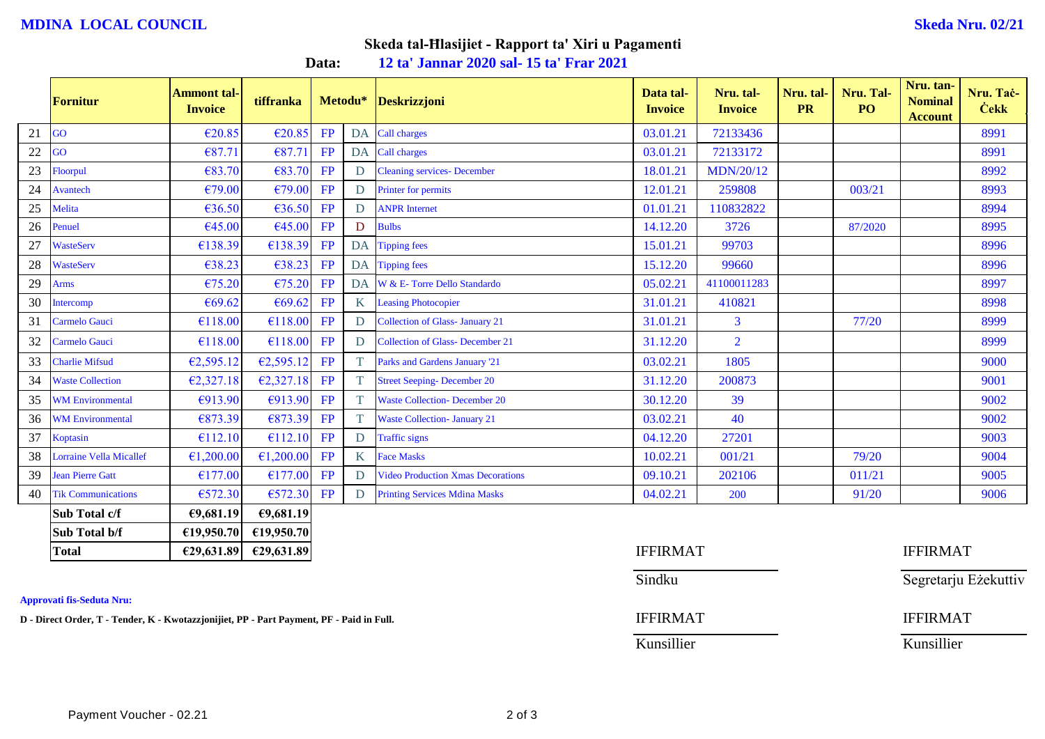**MDINA LOCAL COUNCIL** **Skeda Nru. 02/21**

## Skeda tal-Ħlasijiet - Rapport ta' Xiri u Pagamenti

**Data:** **12 ta' Jannar 2020 sal- 15 ta' Frar 2021**

| | Fornitur | Ammont tal-Invoice | tiffranka | Metodu* | | Deskrizzjoni | Data tal-Invoice | Nru. tal-Invoice | Nru. tal-PR | Nru. Tal-PO | Nru. tan-Nominal Account | Nru. Taċ-Ċekk |
|---|---|---|---|---|---|---|---|---|---|---|---|---|
| 21 | GO | €20.85 | €20.85 | FP | DA | Call charges | 03.01.21 | 72133436 | | | | 8991 |
| 22 | GO | €87.71 | €87.71 | FP | DA | Call charges | 03.01.21 | 72133172 | | | | 8991 |
| 23 | Floorpul | €83.70 | €83.70 | FP | D | Cleaning services- December | 18.01.21 | MDN/20/12 | | | | 8992 |
| 24 | Avantech | €79.00 | €79.00 | FP | D | Printer for permits | 12.01.21 | 259808 | | 003/21 | | 8993 |
| 25 | Melita | €36.50 | €36.50 | FP | D | ANPR Internet | 01.01.21 | 110832822 | | | | 8994 |
| 26 | Penuel | €45.00 | €45.00 | FP | D | Bulbs | 14.12.20 | 3726 | | 87/2020 | | 8995 |
| 27 | WasteServ | €138.39 | €138.39 | FP | DA | Tipping fees | 15.01.21 | 99703 | | | | 8996 |
| 28 | WasteServ | €38.23 | €38.23 | FP | DA | Tipping fees | 15.12.20 | 99660 | | | | 8996 |
| 29 | Arms | €75.20 | €75.20 | FP | DA | W & E- Torre Dello Standardo | 05.02.21 | 41100011283 | | | | 8997 |
| 30 | Intercomp | €69.62 | €69.62 | FP | K | Leasing Photocopier | 31.01.21 | 410821 | | | | 8998 |
| 31 | Carmelo Gauci | €118.00 | €118.00 | FP | D | Collection of Glass- January 21 | 31.01.21 | 3 | | 77/20 | | 8999 |
| 32 | Carmelo Gauci | €118.00 | €118.00 | FP | D | Collection of Glass- December 21 | 31.12.20 | 2 | | | | 8999 |
| 33 | Charlie Mifsud | €2,595.12 | €2,595.12 | FP | T | Parks and Gardens January '21 | 03.02.21 | 1805 | | | | 9000 |
| 34 | Waste Collection | €2,327.18 | €2,327.18 | FP | T | Street Seeping- December 20 | 31.12.20 | 200873 | | | | 9001 |
| 35 | WM Environmental | €913.90 | €913.90 | FP | T | Waste Collection- December 20 | 30.12.20 | 39 | | | | 9002 |
| 36 | WM Environmental | €873.39 | €873.39 | FP | T | Waste Collection- January 21 | 03.02.21 | 40 | | | | 9002 |
| 37 | Koptasin | €112.10 | €112.10 | FP | D | Traffic signs | 04.12.20 | 27201 | | | | 9003 |
| 38 | Lorraine Vella Micallef | €1,200.00 | €1,200.00 | FP | K | Face Masks | 10.02.21 | 001/21 | | 79/20 | | 9004 |
| 39 | Jean Pierre Gatt | €177.00 | €177.00 | FP | D | Video Production Xmas Decorations | 09.10.21 | 202106 | | 011/21 | | 9005 |
| 40 | Tik Communications | €572.30 | €572.30 | FP | D | Printing Services Mdina Masks | 04.02.21 | 200 | | 91/20 | | 9006 |
| | **Sub Total c/f** | **€9,681.19** | **€9,681.19** | | | | | | | | | |
| | **Sub Total b/f** | **€19,950.70** | **€19,950.70** | | | | | | | | | |
| | **Total** | **€29,631.89** | **€29,631.89** | | | | | | | | | |

IFFIRMAT
Sindku

IFFIRMAT
Segretarju Eżekuttiv

IFFIRMAT
Kunsillier

IFFIRMAT
Kunsillier

**Approvati fis-Seduta Nru:**

**D - Direct Order, T - Tender, K - Kwotazzjonijiet, PP - Part Payment, PF - Paid in Full.**

Payment Voucher - 02.21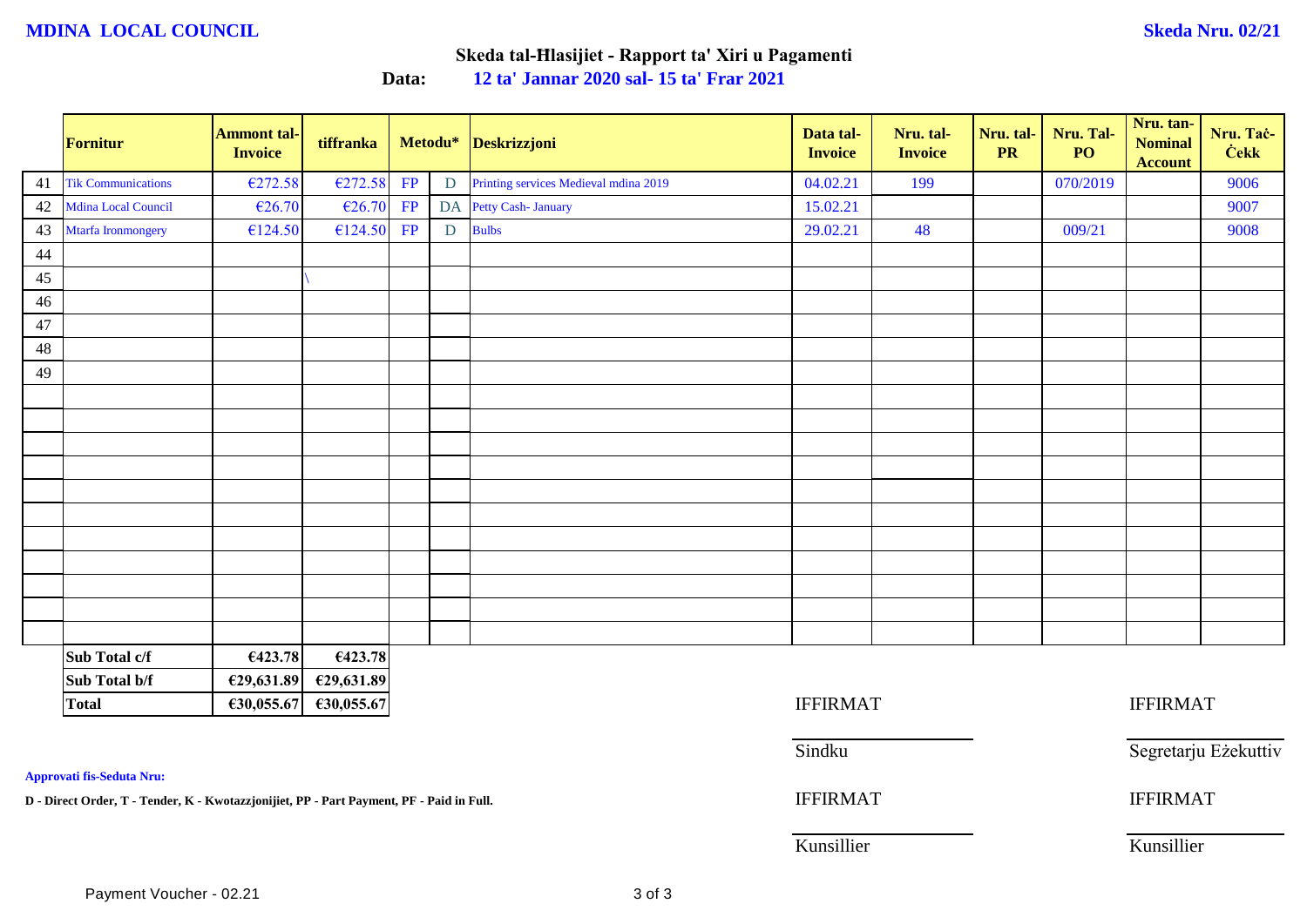**MDINA LOCAL COUNCIL**

**Skeda Nru. 02/21**

## Skeda tal-Ħlasijiet - Rapport ta' Xiri u Pagamenti

**Data:** **12 ta' Jannar 2020 sal- 15 ta' Frar 2021**

| | Fornitur | Ammont tal-Invoice | tiffranka | Metodu* | | Deskrizzjoni | Data tal-Invoice | Nru. tal-Invoice | Nru. tal-PR | Nru. Tal-PO | Nru. tan-Nominal Account | Nru. Taċ-Ċekk |
|---|---|---|---|---|---|---|---|---|---|---|---|---|
| 41 | Tik Communications | €272.58 | €272.58 | FP | D | Printing services Medieval mdina 2019 | 04.02.21 | 199 | | 070/2019 | | 9006 |
| 42 | Mdina Local Council | €26.70 | €26.70 | FP | DA | Petty Cash- January | 15.02.21 | | | | | 9007 |
| 43 | Mtarfa Ironmongery | €124.50 | €124.50 | FP | D | Bulbs | 29.02.21 | 48 | | 009/21 | | 9008 |
| 44 | | | | | | | | | | | | |
| 45 | | | \ | | | | | | | | | |
| 46 | | | | | | | | | | | | |
| 47 | | | | | | | | | | | | |
| 48 | | | | | | | | | | | | |
| 49 | | | | | | | | | | | | |
| | **Sub Total c/f** | **€423.78** | **€423.78** | | | | | | | | | |
| | **Sub Total b/f** | **€29,631.89** | **€29,631.89** | | | | | | | | | |
| | **Total** | **€30,055.67** | **€30,055.67** | | | | | | | | | |

IFFIRMAT

Sindku

IFFIRMAT

Segretarju Eżekuttiv

IFFIRMAT

Kunsillier

IFFIRMAT

Kunsillier

**Approvati fis-Seduta Nru:**

**D - Direct Order, T - Tender, K - Kwotazzjonijiet, PP - Part Payment, PF - Paid in Full.**

Payment Voucher - 02.21